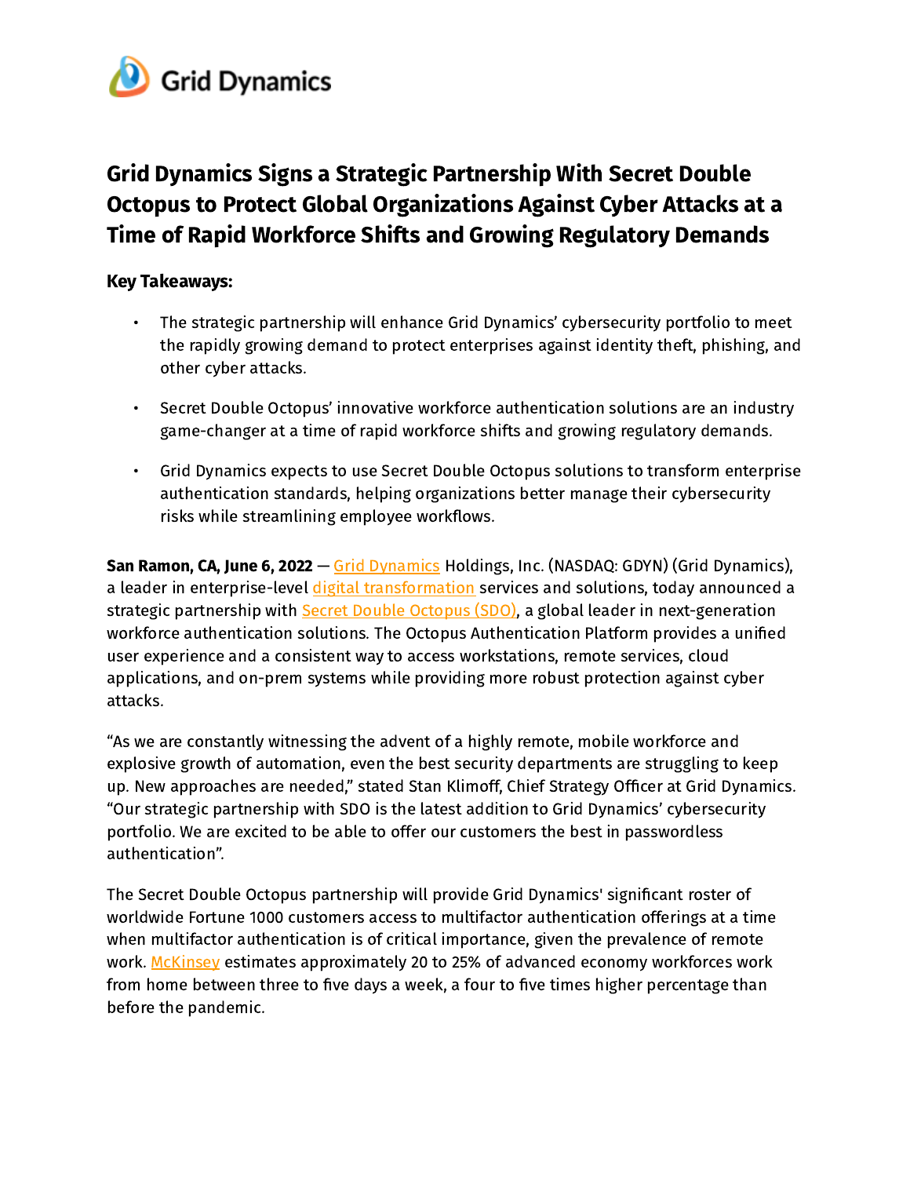Grid Dynamics

# Grid Dynamics Signs a Strategic Partnership With Secret Double Octopus to Protect Global Organizations Against Cyber Attacks at a Time of Rapid Workforce Shifts and Growing Regulatory Demands

**Key Takeaways:**

- The strategic partnership will enhance Grid Dynamics' cybersecurity portfolio to meet the rapidly growing demand to protect enterprises against identity theft, phishing, and other cyber attacks.
- Secret Double Octopus' innovative workforce authentication solutions are an industry game-changer at a time of rapid workforce shifts and growing regulatory demands.
- Grid Dynamics expects to use Secret Double Octopus solutions to transform enterprise authentication standards, helping organizations better manage their cybersecurity risks while streamlining employee workflows.

**San Ramon, CA, June 6, 2022** — Grid Dynamics Holdings, Inc. (NASDAQ: GDYN) (Grid Dynamics), a leader in enterprise-level digital transformation services and solutions, today announced a strategic partnership with Secret Double Octopus (SDO), a global leader in next-generation workforce authentication solutions. The Octopus Authentication Platform provides a unified user experience and a consistent way to access workstations, remote services, cloud applications, and on-prem systems while providing more robust protection against cyber attacks.

"As we are constantly witnessing the advent of a highly remote, mobile workforce and explosive growth of automation, even the best security departments are struggling to keep up. New approaches are needed," stated Stan Klimoff, Chief Strategy Officer at Grid Dynamics. "Our strategic partnership with SDO is the latest addition to Grid Dynamics' cybersecurity portfolio. We are excited to be able to offer our customers the best in passwordless authentication".

The Secret Double Octopus partnership will provide Grid Dynamics' significant roster of worldwide Fortune 1000 customers access to multifactor authentication offerings at a time when multifactor authentication is of critical importance, given the prevalence of remote work. McKinsey estimates approximately 20 to 25% of advanced economy workforces work from home between three to five days a week, a four to five times higher percentage than before the pandemic.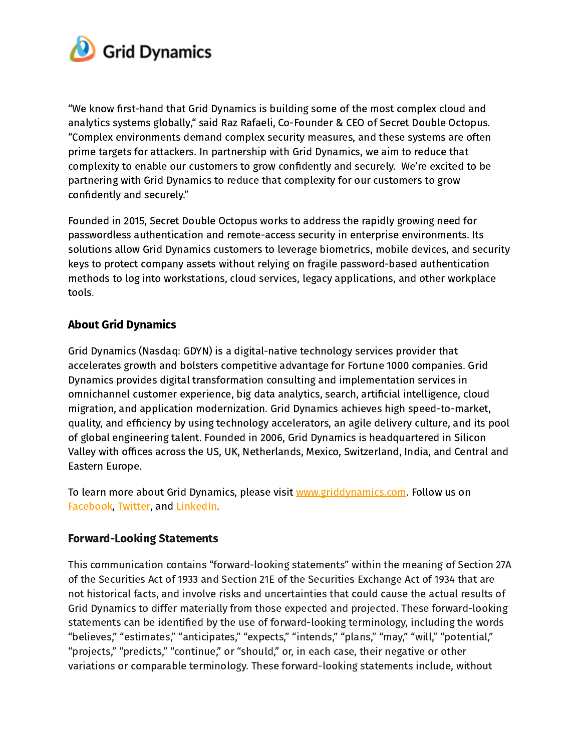"We know first-hand that Grid Dynamics is building some of the most complex cloud and analytics systems globally," said Raz Rafaeli, Co-Founder & CEO of Secret Double Octopus. "Complex environments demand complex security measures, and these systems are often prime targets for attackers. In partnership with Grid Dynamics, we aim to reduce that complexity to enable our customers to grow confidently and securely. We're excited to be partnering with Grid Dynamics to reduce that complexity for our customers to grow confidently and securely."

Founded in 2015, Secret Double Octopus works to address the rapidly growing need for passwordless authentication and remote-access security in enterprise environments. Its solutions allow Grid Dynamics customers to leverage biometrics, mobile devices, and security keys to protect company assets without relying on fragile password-based authentication methods to log into workstations, cloud services, legacy applications, and other workplace tools.

## About Grid Dynamics

Grid Dynamics (Nasdaq: GDYN) is a digital-native technology services provider that accelerates growth and bolsters competitive advantage for Fortune 1000 companies. Grid Dynamics provides digital transformation consulting and implementation services in omnichannel customer experience, big data analytics, search, artificial intelligence, cloud migration, and application modernization. Grid Dynamics achieves high speed-to-market, quality, and efficiency by using technology accelerators, an agile delivery culture, and its pool of global engineering talent. Founded in 2006, Grid Dynamics is headquartered in Silicon Valley with offices across the US, UK, Netherlands, Mexico, Switzerland, India, and Central and Eastern Europe.

To learn more about Grid Dynamics, please visit [www.griddynamics.com](www.griddynamics.com). Follow us on Facebook, Twitter, and LinkedIn.

## Forward-Looking Statements

This communication contains "forward-looking statements" within the meaning of Section 27A of the Securities Act of 1933 and Section 21E of the Securities Exchange Act of 1934 that are not historical facts, and involve risks and uncertainties that could cause the actual results of Grid Dynamics to differ materially from those expected and projected. These forward-looking statements can be identified by the use of forward-looking terminology, including the words "believes," "estimates," "anticipates," "expects," "intends," "plans," "may," "will," "potential," "projects," "predicts," "continue," or "should," or, in each case, their negative or other variations or comparable terminology. These forward-looking statements include, without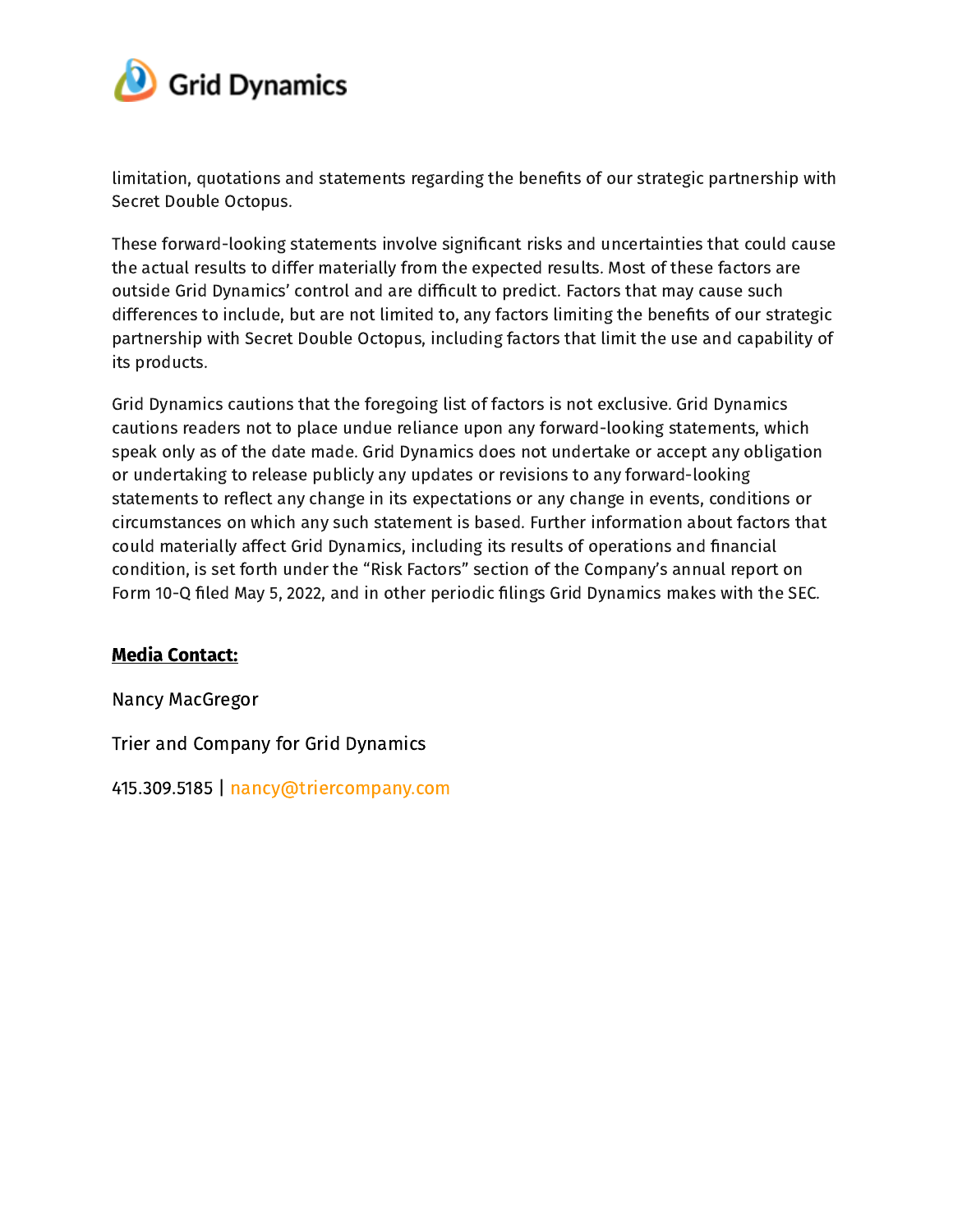limitation, quotations and statements regarding the benefits of our strategic partnership with Secret Double Octopus.

These forward-looking statements involve significant risks and uncertainties that could cause the actual results to differ materially from the expected results. Most of these factors are outside Grid Dynamics' control and are difficult to predict. Factors that may cause such differences to include, but are not limited to, any factors limiting the benefits of our strategic partnership with Secret Double Octopus, including factors that limit the use and capability of its products.

Grid Dynamics cautions that the foregoing list of factors is not exclusive. Grid Dynamics cautions readers not to place undue reliance upon any forward-looking statements, which speak only as of the date made. Grid Dynamics does not undertake or accept any obligation or undertaking to release publicly any updates or revisions to any forward-looking statements to reflect any change in its expectations or any change in events, conditions or circumstances on which any such statement is based. Further information about factors that could materially affect Grid Dynamics, including its results of operations and financial condition, is set forth under the "Risk Factors" section of the Company's annual report on Form 10-Q filed May 5, 2022, and in other periodic filings Grid Dynamics makes with the SEC.

**Media Contact:**

Nancy MacGregor

Trier and Company for Grid Dynamics

415.309.5185 | nancy@triercompany.com